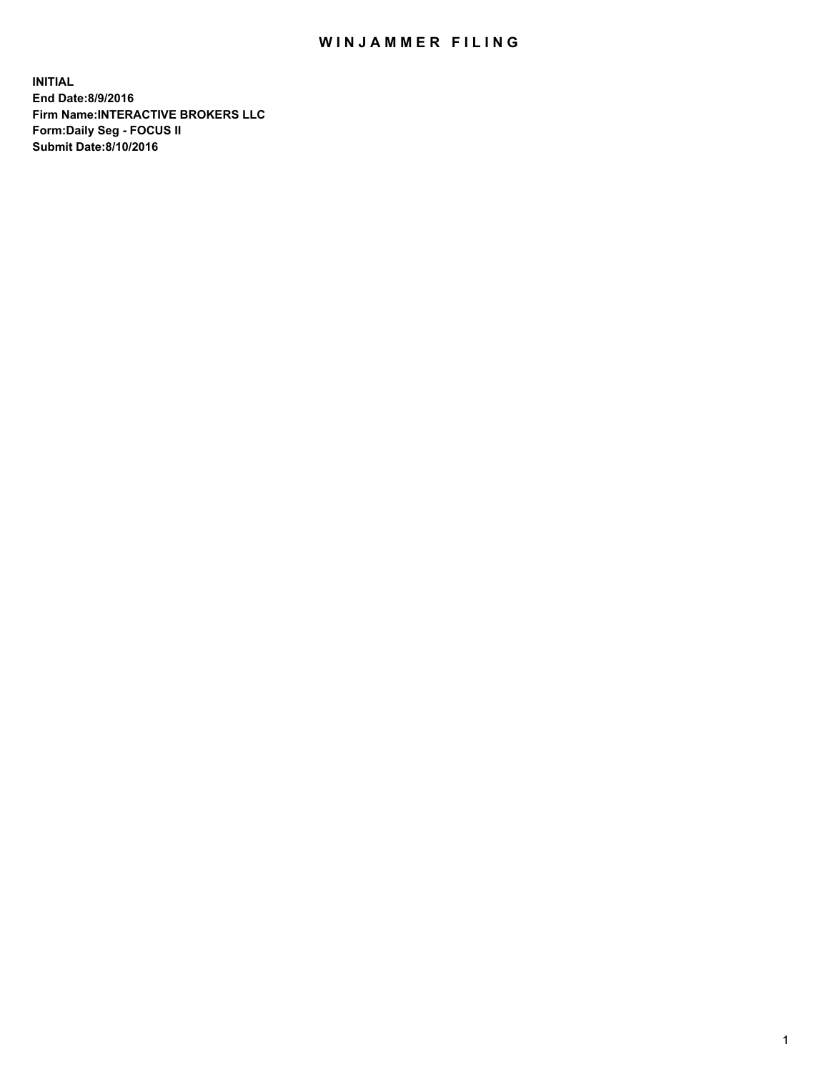# WINJAMMER FILING

**INITIAL**
**End Date:8/9/2016**
**Firm Name:INTERACTIVE BROKERS LLC**
**Form:Daily Seg - FOCUS II**
**Submit Date:8/10/2016**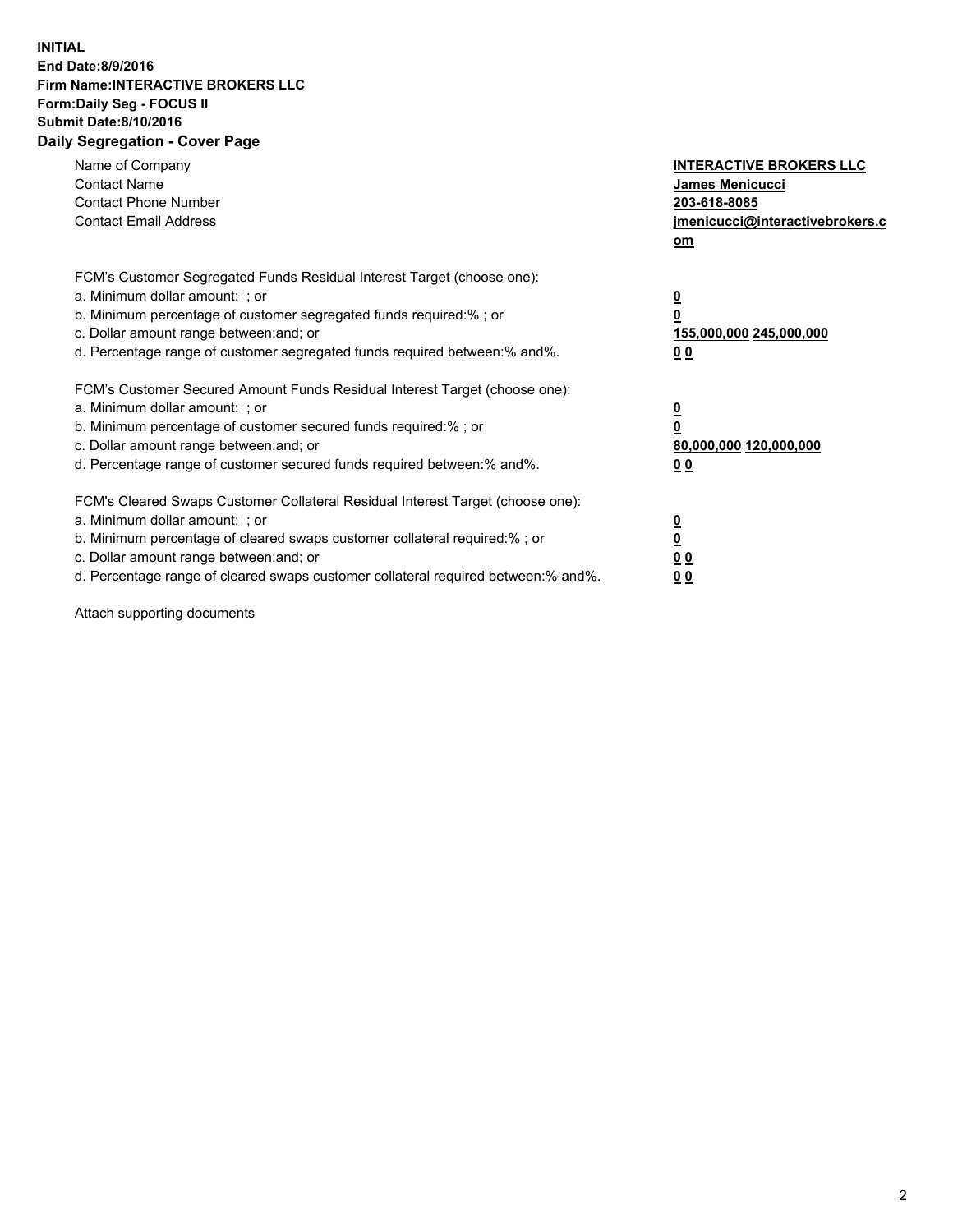**INITIAL**
**End Date:8/9/2016**
**Firm Name:INTERACTIVE BROKERS LLC**
**Form:Daily Seg - FOCUS II**
**Submit Date:8/10/2016**

## Daily Segregation - Cover Page

| | |
|---|---|
| Name of Company | **INTERACTIVE BROKERS LLC** |
| Contact Name | **James Menicucci** |
| Contact Phone Number | **203-618-8085** |
| Contact Email Address | **jmenicucci@interactivebrokers.com** |

| | |
|---|---|
| FCM's Customer Segregated Funds Residual Interest Target (choose one): | |
| a. Minimum dollar amount: ; or | **0** |
| b. Minimum percentage of customer segregated funds required:% ; or | **0** |
| c. Dollar amount range between:and; or | **155,000,000 245,000,000** |
| d. Percentage range of customer segregated funds required between:% and%. | **0 0** |
| FCM's Customer Secured Amount Funds Residual Interest Target (choose one): | |
| a. Minimum dollar amount: ; or | **0** |
| b. Minimum percentage of customer secured funds required:% ; or | **0** |
| c. Dollar amount range between:and; or | **80,000,000 120,000,000** |
| d. Percentage range of customer secured funds required between:% and%. | **0 0** |
| FCM's Cleared Swaps Customer Collateral Residual Interest Target (choose one): | |
| a. Minimum dollar amount: ; or | **0** |
| b. Minimum percentage of cleared swaps customer collateral required:% ; or | **0** |
| c. Dollar amount range between:and; or | **0 0** |
| d. Percentage range of cleared swaps customer collateral required between:% and%. | **0 0** |

Attach supporting documents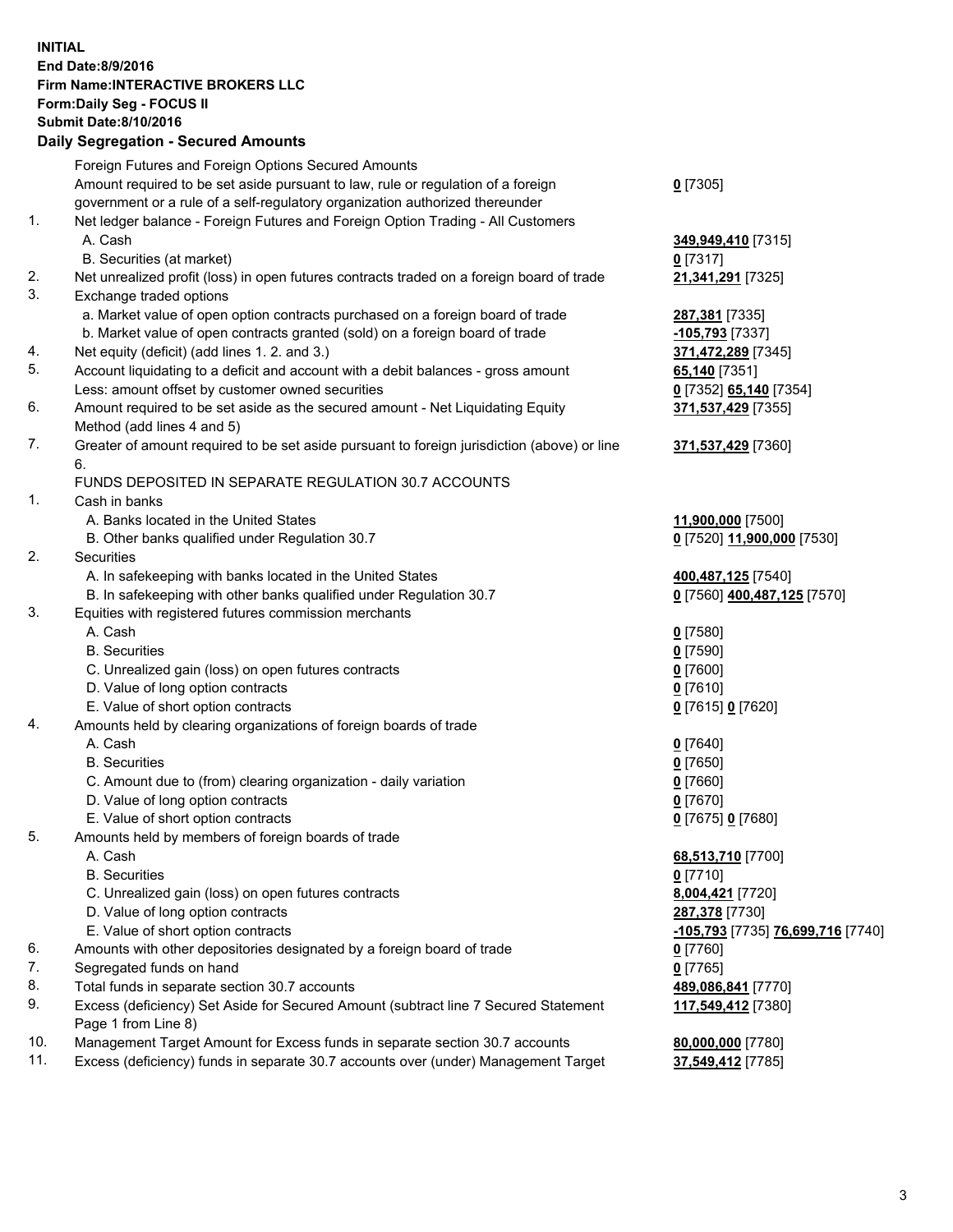**INITIAL**
**End Date:8/9/2016**
**Firm Name:INTERACTIVE BROKERS LLC**
**Form:Daily Seg - FOCUS II**
**Submit Date:8/10/2016**

## Daily Segregation - Secured Amounts

| | | |
|---|---|---|
| | Foreign Futures and Foreign Options Secured Amounts | |
| | Amount required to be set aside pursuant to law, rule or regulation of a foreign government or a rule of a self-regulatory organization authorized thereunder | **0** [7305] |
| 1. | Net ledger balance - Foreign Futures and Foreign Option Trading - All Customers | |
| | A. Cash | **349,949,410** [7315] |
| | B. Securities (at market) | **0** [7317] |
| 2. | Net unrealized profit (loss) in open futures contracts traded on a foreign board of trade | **21,341,291** [7325] |
| 3. | Exchange traded options | |
| | a. Market value of open option contracts purchased on a foreign board of trade | **287,381** [7335] |
| | b. Market value of open contracts granted (sold) on a foreign board of trade | **-105,793** [7337] |
| 4. | Net equity (deficit) (add lines 1. 2. and 3.) | **371,472,289** [7345] |
| 5. | Account liquidating to a deficit and account with a debit balances - gross amount | **65,140** [7351] |
| | Less: amount offset by customer owned securities | **0** [7352] **65,140** [7354] |
| 6. | Amount required to be set aside as the secured amount - Net Liquidating Equity Method (add lines 4 and 5) | **371,537,429** [7355] |
| 7. | Greater of amount required to be set aside pursuant to foreign jurisdiction (above) or line 6. | **371,537,429** [7360] |
| | FUNDS DEPOSITED IN SEPARATE REGULATION 30.7 ACCOUNTS | |
| 1. | Cash in banks | |
| | A. Banks located in the United States | **11,900,000** [7500] |
| | B. Other banks qualified under Regulation 30.7 | **0** [7520] **11,900,000** [7530] |
| 2. | Securities | |
| | A. In safekeeping with banks located in the United States | **400,487,125** [7540] |
| | B. In safekeeping with other banks qualified under Regulation 30.7 | **0** [7560] **400,487,125** [7570] |
| 3. | Equities with registered futures commission merchants | |
| | A. Cash | **0** [7580] |
| | B. Securities | **0** [7590] |
| | C. Unrealized gain (loss) on open futures contracts | **0** [7600] |
| | D. Value of long option contracts | **0** [7610] |
| | E. Value of short option contracts | **0** [7615] **0** [7620] |
| 4. | Amounts held by clearing organizations of foreign boards of trade | |
| | A. Cash | **0** [7640] |
| | B. Securities | **0** [7650] |
| | C. Amount due to (from) clearing organization - daily variation | **0** [7660] |
| | D. Value of long option contracts | **0** [7670] |
| | E. Value of short option contracts | **0** [7675] **0** [7680] |
| 5. | Amounts held by members of foreign boards of trade | |
| | A. Cash | **68,513,710** [7700] |
| | B. Securities | **0** [7710] |
| | C. Unrealized gain (loss) on open futures contracts | **8,004,421** [7720] |
| | D. Value of long option contracts | **287,378** [7730] |
| | E. Value of short option contracts | **-105,793** [7735] **76,699,716** [7740] |
| 6. | Amounts with other depositories designated by a foreign board of trade | **0** [7760] |
| 7. | Segregated funds on hand | **0** [7765] |
| 8. | Total funds in separate section 30.7 accounts | **489,086,841** [7770] |
| 9. | Excess (deficiency) Set Aside for Secured Amount (subtract line 7 Secured Statement Page 1 from Line 8) | **117,549,412** [7380] |
| 10. | Management Target Amount for Excess funds in separate section 30.7 accounts | **80,000,000** [7780] |
| 11. | Excess (deficiency) funds in separate 30.7 accounts over (under) Management Target | **37,549,412** [7785] |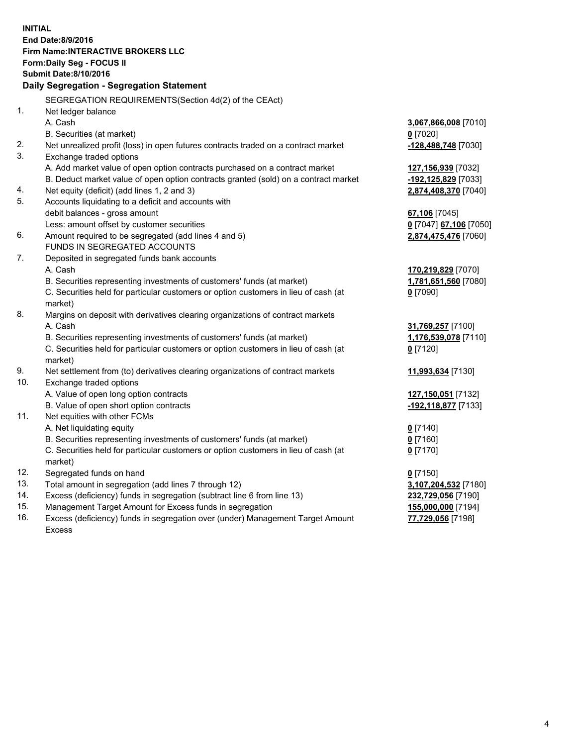**INITIAL**
**End Date:8/9/2016**
**Firm Name:INTERACTIVE BROKERS LLC**
**Form:Daily Seg - FOCUS II**
**Submit Date:8/10/2016**

## Daily Segregation - Segregation Statement

| | | |
|---|---|---|
| | SEGREGATION REQUIREMENTS(Section 4d(2) of the CEAct) | |
| 1. | Net ledger balance | |
| | A. Cash | **3,067,866,008** [7010] |
| | B. Securities (at market) | **0** [7020] |
| 2. | Net unrealized profit (loss) in open futures contracts traded on a contract market | **-128,488,748** [7030] |
| 3. | Exchange traded options | |
| | A. Add market value of open option contracts purchased on a contract market | **127,156,939** [7032] |
| | B. Deduct market value of open option contracts granted (sold) on a contract market | **-192,125,829** [7033] |
| 4. | Net equity (deficit) (add lines 1, 2 and 3) | **2,874,408,370** [7040] |
| 5. | Accounts liquidating to a deficit and accounts with debit balances - gross amount | **67,106** [7045] |
| | Less: amount offset by customer securities | **0** [7047] **67,106** [7050] |
| 6. | Amount required to be segregated (add lines 4 and 5) | **2,874,475,476** [7060] |
| | FUNDS IN SEGREGATED ACCOUNTS | |
| 7. | Deposited in segregated funds bank accounts | |
| | A. Cash | **170,219,829** [7070] |
| | B. Securities representing investments of customers' funds (at market) | **1,781,651,560** [7080] |
| | C. Securities held for particular customers or option customers in lieu of cash (at market) | **0** [7090] |
| 8. | Margins on deposit with derivatives clearing organizations of contract markets | |
| | A. Cash | **31,769,257** [7100] |
| | B. Securities representing investments of customers' funds (at market) | **1,176,539,078** [7110] |
| | C. Securities held for particular customers or option customers in lieu of cash (at market) | **0** [7120] |
| 9. | Net settlement from (to) derivatives clearing organizations of contract markets | **11,993,634** [7130] |
| 10. | Exchange traded options | |
| | A. Value of open long option contracts | **127,150,051** [7132] |
| | B. Value of open short option contracts | **-192,118,877** [7133] |
| 11. | Net equities with other FCMs | |
| | A. Net liquidating equity | **0** [7140] |
| | B. Securities representing investments of customers' funds (at market) | **0** [7160] |
| | C. Securities held for particular customers or option customers in lieu of cash (at market) | **0** [7170] |
| 12. | Segregated funds on hand | **0** [7150] |
| 13. | Total amount in segregation (add lines 7 through 12) | **3,107,204,532** [7180] |
| 14. | Excess (deficiency) funds in segregation (subtract line 6 from line 13) | **232,729,056** [7190] |
| 15. | Management Target Amount for Excess funds in segregation | **155,000,000** [7194] |
| 16. | Excess (deficiency) funds in segregation over (under) Management Target Amount Excess | **77,729,056** [7198] |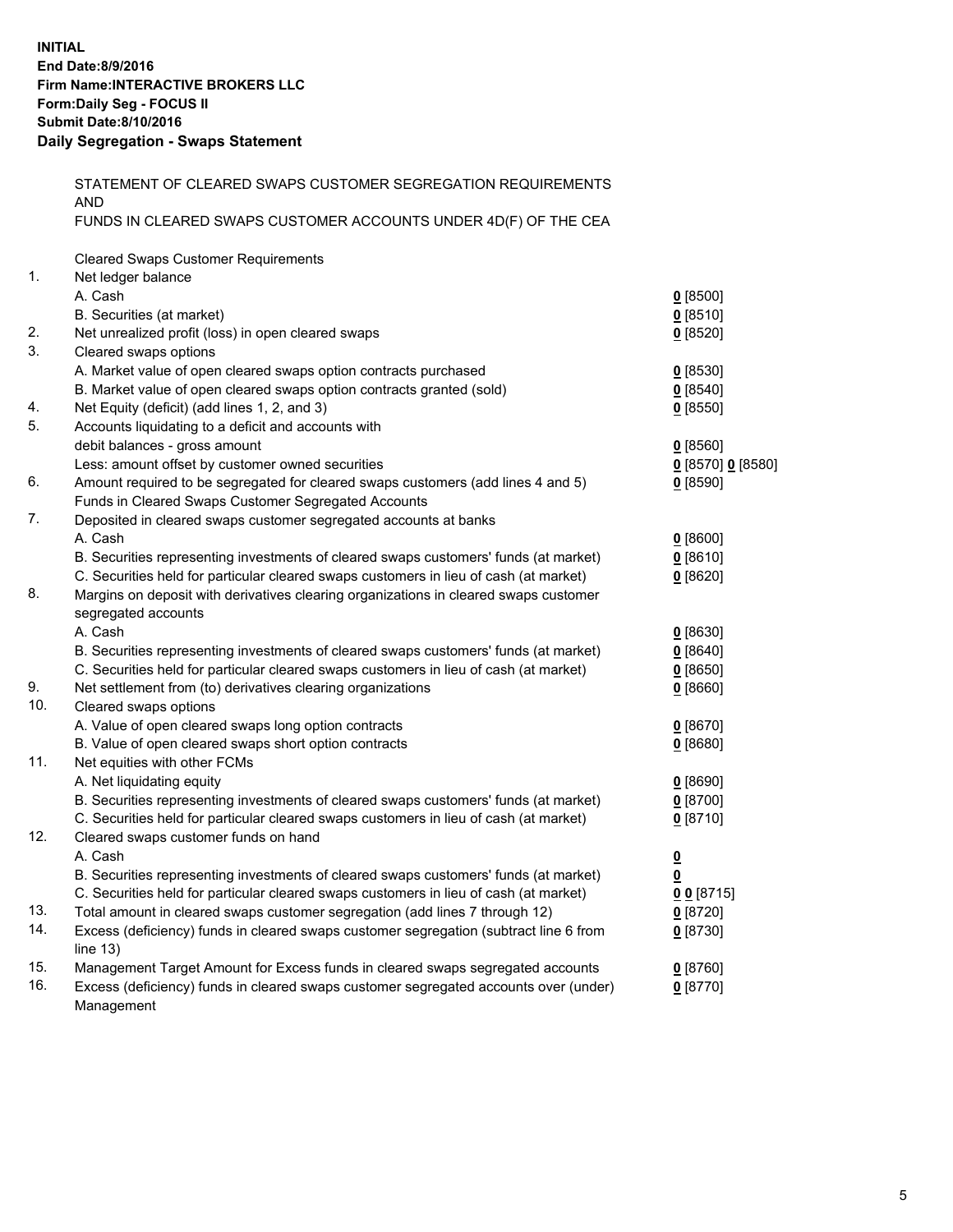**INITIAL**
**End Date:8/9/2016**
**Firm Name:INTERACTIVE BROKERS LLC**
**Form:Daily Seg - FOCUS II**
**Submit Date:8/10/2016**
**Daily Segregation - Swaps Statement**

STATEMENT OF CLEARED SWAPS CUSTOMER SEGREGATION REQUIREMENTS AND FUNDS IN CLEARED SWAPS CUSTOMER ACCOUNTS UNDER 4D(F) OF THE CEA

| | | |
|---|---|---|
| | Cleared Swaps Customer Requirements | |
| 1. | Net ledger balance | |
| | A. Cash | 0 [8500] |
| | B. Securities (at market) | 0 [8510] |
| 2. | Net unrealized profit (loss) in open cleared swaps | 0 [8520] |
| 3. | Cleared swaps options | |
| | A. Market value of open cleared swaps option contracts purchased | 0 [8530] |
| | B. Market value of open cleared swaps option contracts granted (sold) | 0 [8540] |
| 4. | Net Equity (deficit) (add lines 1, 2, and 3) | 0 [8550] |
| 5. | Accounts liquidating to a deficit and accounts with debit balances - gross amount | 0 [8560] |
| | Less: amount offset by customer owned securities | 0 [8570] 0 [8580] |
| 6. | Amount required to be segregated for cleared swaps customers (add lines 4 and 5) | 0 [8590] |
| | Funds in Cleared Swaps Customer Segregated Accounts | |
| 7. | Deposited in cleared swaps customer segregated accounts at banks | |
| | A. Cash | 0 [8600] |
| | B. Securities representing investments of cleared swaps customers' funds (at market) | 0 [8610] |
| | C. Securities held for particular cleared swaps customers in lieu of cash (at market) | 0 [8620] |
| 8. | Margins on deposit with derivatives clearing organizations in cleared swaps customer segregated accounts | |
| | A. Cash | 0 [8630] |
| | B. Securities representing investments of cleared swaps customers' funds (at market) | 0 [8640] |
| | C. Securities held for particular cleared swaps customers in lieu of cash (at market) | 0 [8650] |
| 9. | Net settlement from (to) derivatives clearing organizations | 0 [8660] |
| 10. | Cleared swaps options | |
| | A. Value of open cleared swaps long option contracts | 0 [8670] |
| | B. Value of open cleared swaps short option contracts | 0 [8680] |
| 11. | Net equities with other FCMs | |
| | A. Net liquidating equity | 0 [8690] |
| | B. Securities representing investments of cleared swaps customers' funds (at market) | 0 [8700] |
| | C. Securities held for particular cleared swaps customers in lieu of cash (at market) | 0 [8710] |
| 12. | Cleared swaps customer funds on hand | |
| | A. Cash | 0 |
| | B. Securities representing investments of cleared swaps customers' funds (at market) | 0 |
| | C. Securities held for particular cleared swaps customers in lieu of cash (at market) | 0 0 [8715] |
| 13. | Total amount in cleared swaps customer segregation (add lines 7 through 12) | 0 [8720] |
| 14. | Excess (deficiency) funds in cleared swaps customer segregation (subtract line 6 from line 13) | 0 [8730] |
| 15. | Management Target Amount for Excess funds in cleared swaps segregated accounts | 0 [8760] |
| 16. | Excess (deficiency) funds in cleared swaps customer segregated accounts over (under) Management | 0 [8770] |